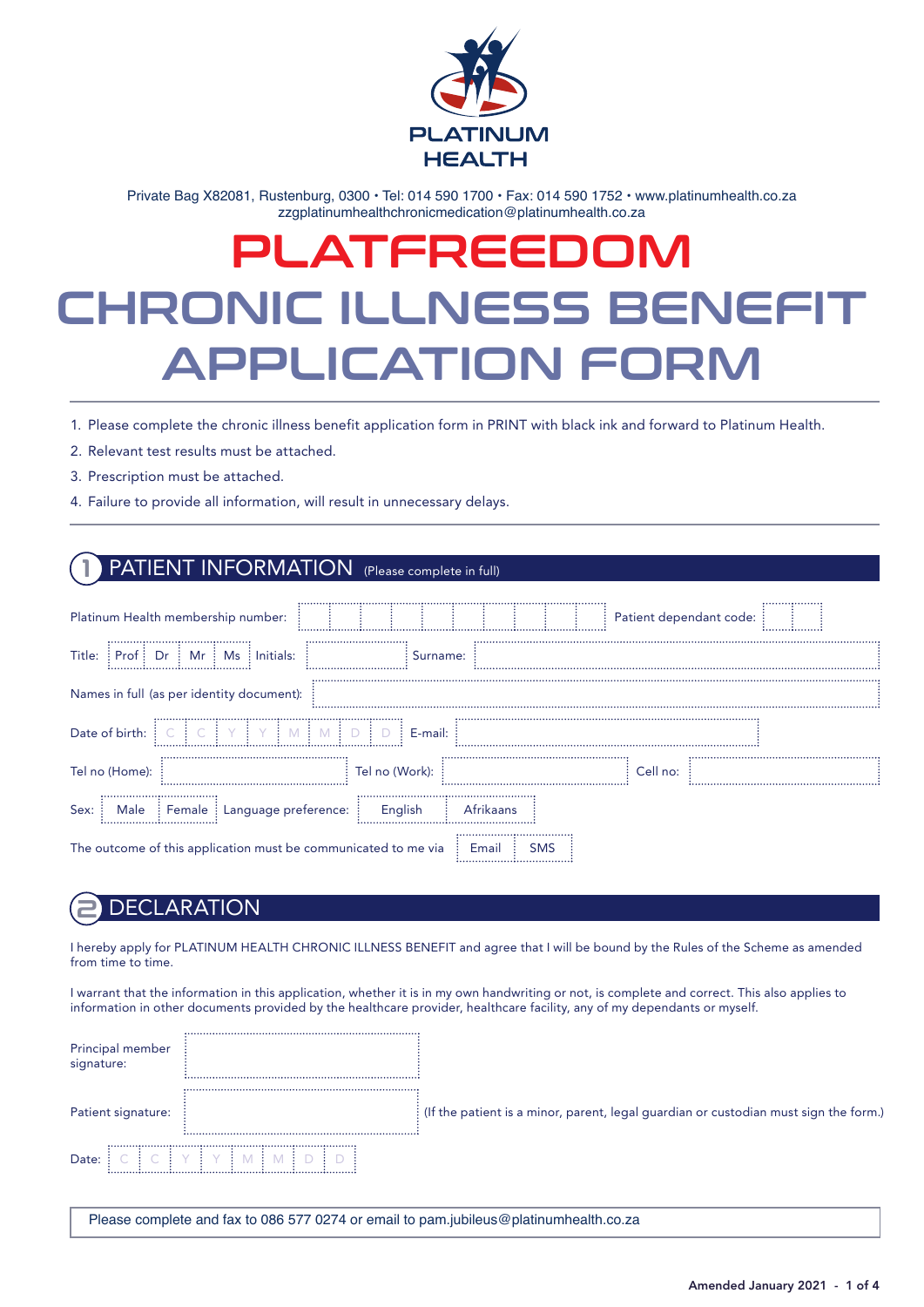PLATINUM HEALTH

Private Bag X82081, Rustenburg, 0300 • Tel: 014 590 1700 • Fax: 014 590 1752 • www.platinumhealth.co.za
zzgplatinumhealthchronicmedication@platinumhealth.co.za

# PLATFREEDOM

# CHRONIC ILLNESS BENEFIT APPLICATION FORM

1. Please complete the chronic illness benefit application form in PRINT with black ink and forward to Platinum Health.
2. Relevant test results must be attached.
3. Prescription must be attached.
4. Failure to provide all information, will result in unnecessary delays.

## 1 PATIENT INFORMATION (Please complete in full)

Platinum Health membership number: __________ Patient dependant code: ____

Title: Prof | Dr | Mr | Ms    Initials: ____________ Surname: ____________________

Names in full (as per identity document): ______________________________

Date of birth: C C Y Y M M D D    E-mail: ____________________

Tel no (Home): ____________ Tel no (Work): ____________ Cell no: ____________

Sex: Male | Female    Language preference: English | Afrikaans

The outcome of this application must be communicated to me via Email | SMS

## 2 DECLARATION

I hereby apply for PLATINUM HEALTH CHRONIC ILLNESS BENEFIT and agree that I will be bound by the Rules of the Scheme as amended from time to time.

I warrant that the information in this application, whether it is in my own handwriting or not, is complete and correct. This also applies to information in other documents provided by the healthcare provider, healthcare facility, any of my dependants or myself.

Principal member signature: ____________________

Patient signature: ____________________ (If the patient is a minor, parent, legal guardian or custodian must sign the form.)

Date: C C Y Y M M D D

Please complete and fax to 086 577 0274 or email to pam.jubileus@platinumhealth.co.za

Amended January 2021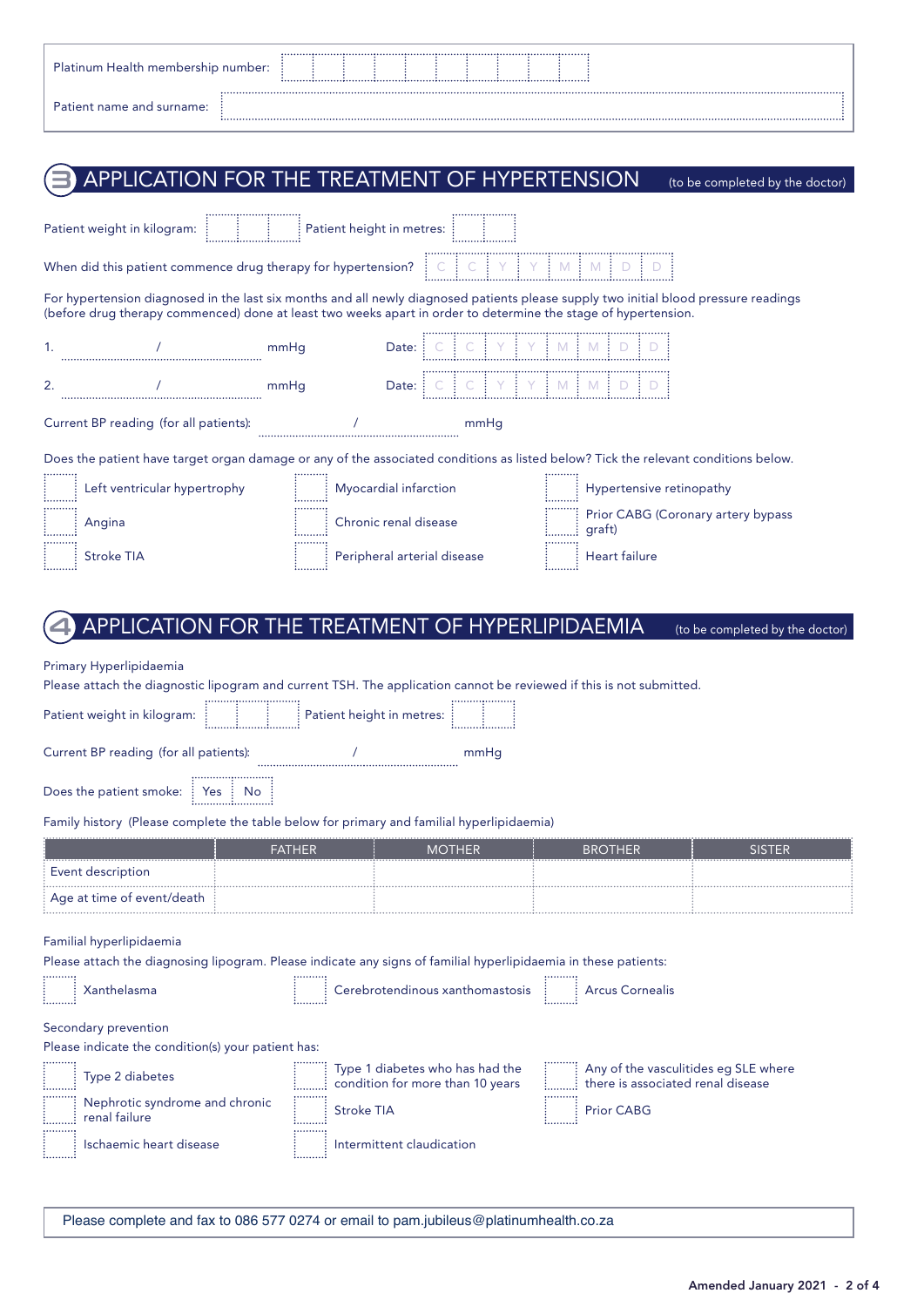Platinum Health membership number:

Patient name and surname:

## 3 APPLICATION FOR THE TREATMENT OF HYPERTENSION (to be completed by the doctor)

Patient weight in kilogram: Patient height in metres:

When did this patient commence drug therapy for hypertension? C C Y Y M M D D

For hypertension diagnosed in the last six months and all newly diagnosed patients please supply two initial blood pressure readings (before drug therapy commenced) done at least two weeks apart in order to determine the stage of hypertension.

1. / mmHg Date: C C Y Y M M D D

2. / mmHg Date: C C Y Y M M D D

Current BP reading (for all patients): / mmHg

Does the patient have target organ damage or any of the associated conditions as listed below? Tick the relevant conditions below.

- ☐ Left ventricular hypertrophy
- ☐ Myocardial infarction
- ☐ Hypertensive retinopathy
- ☐ Angina
- ☐ Chronic renal disease
- ☐ Prior CABG (Coronary artery bypass graft)
- ☐ Stroke TIA
- ☐ Peripheral arterial disease
- ☐ Heart failure

## 4 APPLICATION FOR THE TREATMENT OF HYPERLIPIDAEMIA (to be completed by the doctor)

Primary Hyperlipidaemia

Please attach the diagnostic lipogram and current TSH. The application cannot be reviewed if this is not submitted.

Patient weight in kilogram: Patient height in metres:

Current BP reading (for all patients): / mmHg

Does the patient smoke: Yes No

Family history (Please complete the table below for primary and familial hyperlipidaemia)

| | FATHER | MOTHER | BROTHER | SISTER |
|---|---|---|---|---|
| Event description | | | | |
| Age at time of event/death | | | | |

Familial hyperlipidaemia

Please attach the diagnosing lipogram. Please indicate any signs of familial hyperlipidaemia in these patients:

- ☐ Xanthelasma
- ☐ Cerebrotendinous xanthomastosis
- ☐ Arcus Cornealis

Secondary prevention

Please indicate the condition(s) your patient has:

- ☐ Type 2 diabetes
- ☐ Type 1 diabetes who has had the condition for more than 10 years
- ☐ Any of the vasculitides eg SLE where there is associated renal disease
- ☐ Nephrotic syndrome and chronic renal failure
- ☐ Stroke TIA
- ☐ Prior CABG
- ☐ Ischaemic heart disease
- ☐ Intermittent claudication

Please complete and fax to 086 577 0274 or email to pam.jubileus@platinumhealth.co.za

Amended January 2021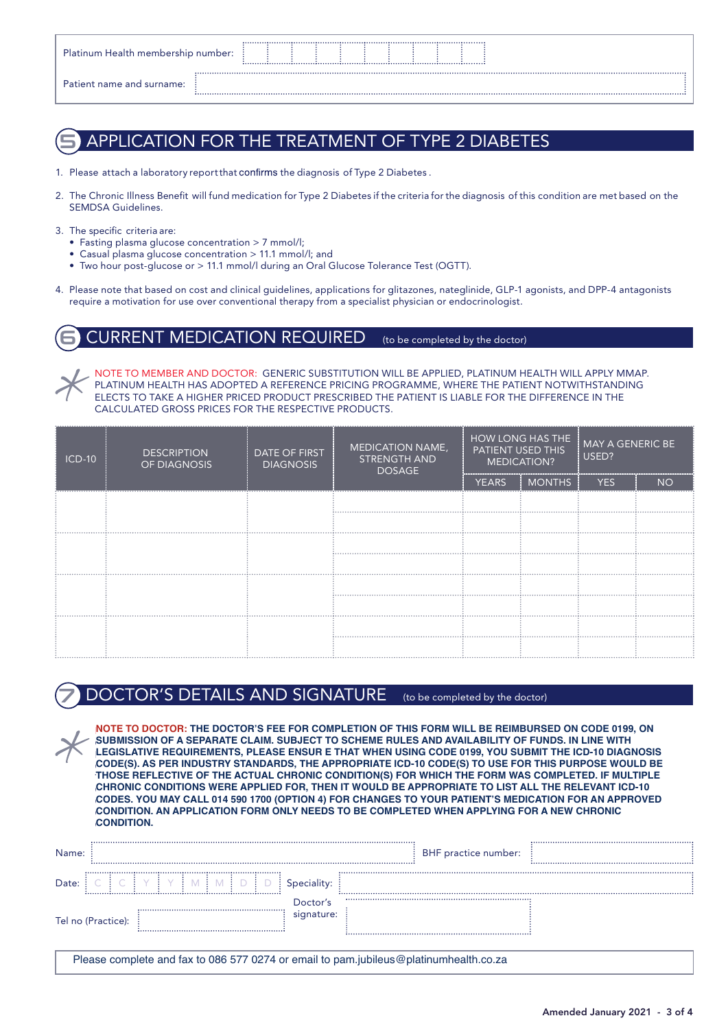| Platinum Health membership number: | |
|---|---|
| Patient name and surname: | |

## 5 APPLICATION FOR THE TREATMENT OF TYPE 2 DIABETES

1. Please attach a laboratory report that confirms the diagnosis of Type 2 Diabetes .
2. The Chronic Illness Benefit will fund medication for Type 2 Diabetes if the criteria for the diagnosis of this condition are met based on the SEMDSA Guidelines.
3. The specific criteria are:
   - Fasting plasma glucose concentration > 7 mmol/l;
   - Casual plasma glucose concentration > 11.1 mmol/l; and
   - Two hour post-glucose or > 11.1 mmol/l during an Oral Glucose Tolerance Test (OGTT).
4. Please note that based on cost and clinical guidelines, applications for glitazones, nateglinide, GLP-1 agonists, and DPP-4 antagonists require a motivation for use over conventional therapy from a specialist physician or endocrinologist.

## 6 CURRENT MEDICATION REQUIRED (to be completed by the doctor)

NOTE TO MEMBER AND DOCTOR: GENERIC SUBSTITUTION WILL BE APPLIED, PLATINUM HEALTH WILL APPLY MMAP. PLATINUM HEALTH HAS ADOPTED A REFERENCE PRICING PROGRAMME, WHERE THE PATIENT NOTWITHSTANDING ELECTS TO TAKE A HIGHER PRICED PRODUCT PRESCRIBED THE PATIENT IS LIABLE FOR THE DIFFERENCE IN THE CALCULATED GROSS PRICES FOR THE RESPECTIVE PRODUCTS.

| ICD-10 | DESCRIPTION OF DIAGNOSIS | DATE OF FIRST DIAGNOSIS | MEDICATION NAME, STRENGTH AND DOSAGE | HOW LONG HAS THE PATIENT USED THIS MEDICATION? | | MAY A GENERIC BE USED? | |
|---|---|---|---|---|---|---|---|
| | | | | YEARS | MONTHS | YES | NO |
| | | | | | | | |
| | | | | | | | |
| | | | | | | | |
| | | | | | | | |
| | | | | | | | |
| | | | | | | | |
| | | | | | | | |
| | | | | | | | |

## 7 DOCTOR'S DETAILS AND SIGNATURE (to be completed by the doctor)

**NOTE TO DOCTOR: THE DOCTOR'S FEE FOR COMPLETION OF THIS FORM WILL BE REIMBURSED ON CODE 0199, ON SUBMISSION OF A SEPARATE CLAIM. SUBJECT TO SCHEME RULES AND AVAILABILITY OF FUNDS. IN LINE WITH LEGISLATIVE REQUIREMENTS, PLEASE ENSUR E THAT WHEN USING CODE 0199, YOU SUBMIT THE ICD-10 DIAGNOSIS CODE(S). AS PER INDUSTRY STANDARDS, THE APPROPRIATE ICD-10 CODE(S) TO USE FOR THIS PURPOSE WOULD BE THOSE REFLECTIVE OF THE ACTUAL CHRONIC CONDITION(S) FOR WHICH THE FORM WAS COMPLETED. IF MULTIPLE CHRONIC CONDITIONS WERE APPLIED FOR, THEN IT WOULD BE APPROPRIATE TO LIST ALL THE RELEVANT ICD-10 CODES. YOU MAY CALL 014 590 1700 (OPTION 4) FOR CHANGES TO YOUR PATIENT'S MEDICATION FOR AN APPROVED CONDITION. AN APPLICATION FORM ONLY NEEDS TO BE COMPLETED WHEN APPLYING FOR A NEW CHRONIC CONDITION.**

| | | | |
|---|---|---|---|
| Name: | | BHF practice number: | |
| Date: | C C Y Y M M D D | Speciality: | |
| Tel no (Practice): | | Doctor's signature: | |

Please complete and fax to 086 577 0274 or email to pam.jubileus@platinumhealth.co.za

Amended January 2021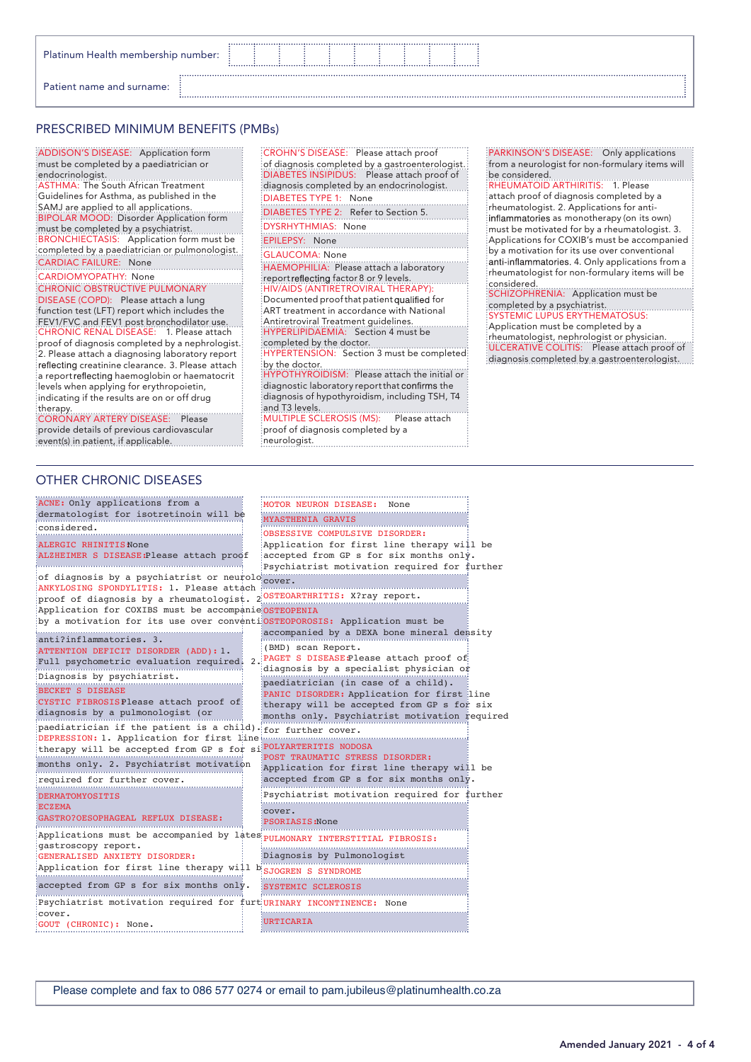Platinum Health membership number:

Patient name and surname:

## PRESCRIBED MINIMUM BENEFITS (PMBs)

ADDISON'S DISEASE: Application form must be completed by a paediatrician or endocrinologist.

ASTHMA: The South African Treatment Guidelines for Asthma, as published in the SAMJ are applied to all applications.

BIPOLAR MOOD: Disorder Application form must be completed by a psychiatrist.

BRONCHIECTASIS: Application form must be completed by a paediatrician or pulmonologist.

CARDIAC FAILURE: None

CARDIOMYOPATHY: None

CHRONIC OBSTRUCTIVE PULMONARY DISEASE (COPD): Please attach a lung function test (LFT) report which includes the FEV1/FVC and FEV1 post bronchodilator use.

CHRONIC RENAL DISEASE: 1. Please attach proof of diagnosis completed by a nephrologist. 2. Please attach a diagnosing laboratory report reflecting creatinine clearance. 3. Please attach a report reflecting haemoglobin or haematocrit levels when applying for erythropoietin, indicating if the results are on or off drug therapy.

CORONARY ARTERY DISEASE: Please provide details of previous cardiovascular event(s) in patient, if applicable.

CROHN'S DISEASE: Please attach proof of diagnosis completed by a gastroenterologist.

DIABETES INSIPIDUS: Please attach proof of diagnosis completed by an endocrinologist.

DIABETES TYPE 1: None

DIABETES TYPE 2: Refer to Section 5.

DYSRHYTHMIAS: None

EPILEPSY: None

GLAUCOMA: None

HAEMOPHILIA: Please attach a laboratory report reflecting factor 8 or 9 levels.

HIV/AIDS (ANTIRETROVIRAL THERAPY): Documented proof that patient qualified for ART treatment in accordance with National Antiretroviral Treatment guidelines.

HYPERLIPIDAEMIA: Section 4 must be completed by the doctor.

HYPERTENSION: Section 3 must be completed by the doctor.

HYPOTHYROIDISM: Please attach the initial or diagnostic laboratory report that confirms the diagnosis of hypothyroidism, including TSH, T4 and T3 levels.

MULTIPLE SCLEROSIS (MS): Please attach proof of diagnosis completed by a neurologist.

PARKINSON'S DISEASE: Only applications from a neurologist for non-formulary items will be considered.

RHEUMATOID ARTHRITIS: 1. Please attach proof of diagnosis completed by a rheumatologist. 2. Applications for anti-inflammatories as monotherapy (on its own) must be motivated for by a rheumatologist. 3. Applications for COXIB's must be accompanied by a motivation for its use over conventional anti-inflammatories. 4. Only applications from a rheumatologist for non-formulary items will be considered.

SCHIZOPHRENIA: Application must be completed by a psychiatrist.

SYSTEMIC LUPUS ERYTHEMATOSUS: Application must be completed by a rheumatologist, nephrologist or physician.

ULCERATIVE COLITIS: Please attach proof of diagnosis completed by a gastroenterologist.

## OTHER CHRONIC DISEASES

ACNE: Only applications from a dermatologist for isotretinoin will be considered.

ALERGIC RHINITIS: None

ALZHEIMER S DISEASE: Please attach proof of diagnosis by a psychiatrist or neurologist.

ANKYLOSING SPONDYLITIS: 1. Please attach proof of diagnosis by a rheumatologist. 2. Application for COXIBS must be accompanied by a motivation for its use over conventional anti?inflammatories. 3.

ATTENTION DEFICIT DISORDER (ADD): 1. Full psychometric evaluation required. 2. Diagnosis by psychiatrist.

BECKET S DISEASE

CYSTIC FIBROSIS: Please attach proof of diagnosis by a pulmonologist (or paediatrician if the patient is a child).

DEPRESSION: 1. Application for first line therapy will be accepted from GP s for six months only. 2. Psychiatrist motivation required for further cover.

DERMATOMYOSITIS

ECZEMA

GASTRO?OESOPHAGEAL REFLUX DISEASE: Applications must be accompanied by latest gastroscopy report.

GENERALISED ANXIETY DISORDER: Application for first line therapy will be accepted from GP s for six months only. Psychiatrist motivation required for further cover.

GOUT (CHRONIC): None.

MOTOR NEURON DISEASE: None

MYASTHENIA GRAVIS

OBSESSIVE COMPULSIVE DISORDER: Application for first line therapy will be accepted from GP s for six months only. Psychiatrist motivation required for further cover.

OSTEOARTHRITIS: X?ray report.

OSTEOPENIA

OSTEOPOROSIS: Application must be accompanied by a DEXA bone mineral density (BMD) scan Report.

PAGET S DISEASE: Please attach proof of diagnosis by a specialist physician or paediatrician (in case of a child).

PANIC DISORDER: Application for first line therapy will be accepted from GP s for six months only. Psychiatrist motivation required for further cover.

POLYARTERITIS NODOSA

POST TRAUMATIC STRESS DISORDER: Application for first line therapy will be accepted from GP s for six months only. Psychiatrist motivation required for further cover.

PSORIASIS: None

PULMONARY INTERSTITIAL FIBROSIS: Diagnosis by Pulmonologist

SJOGREN S SYNDROME

SYSTEMIC SCLEROSIS

URINARY INCONTINENCE: None

URTICARIA

Please complete and fax to 086 577 0274 or email to pam.jubileus@platinumhealth.co.za

Amended January 2021